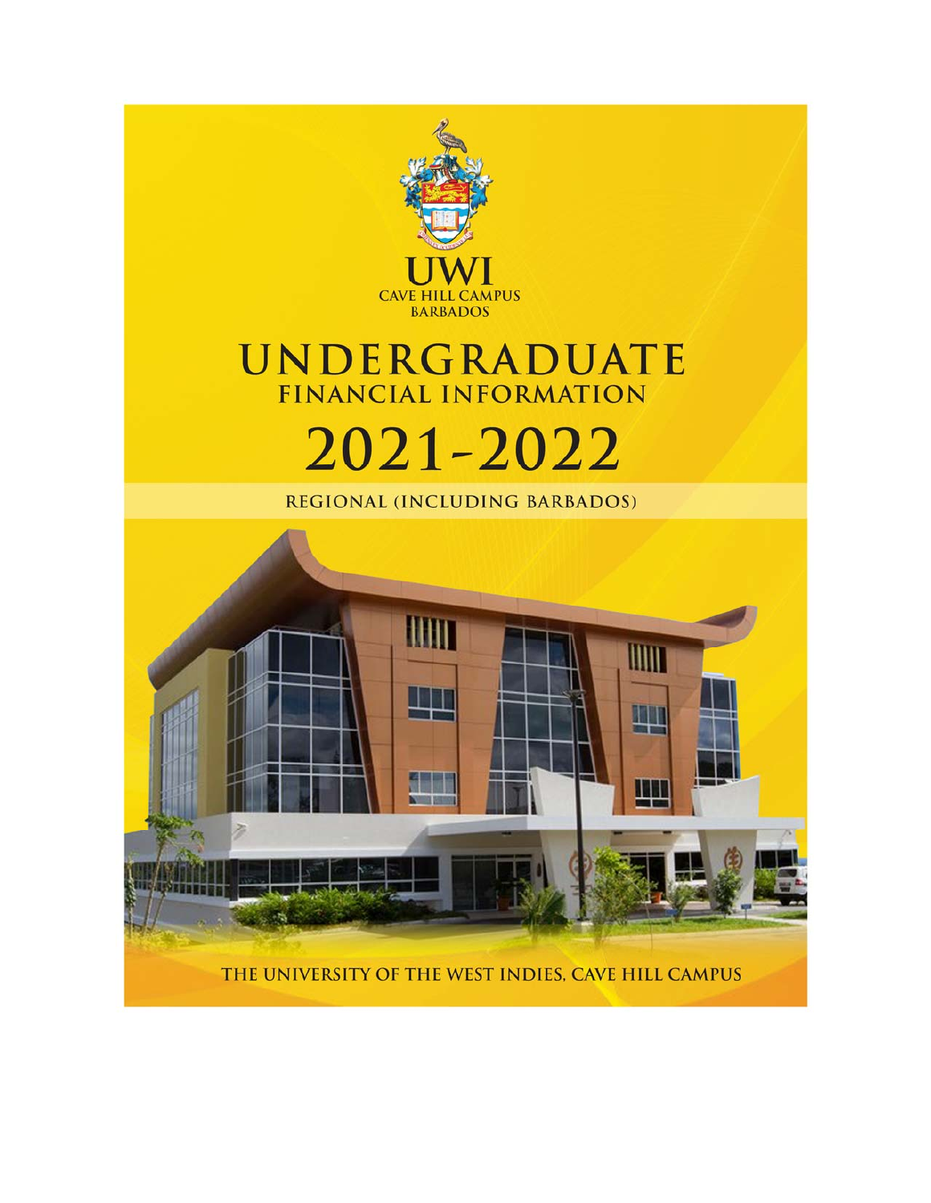UWI

CAVE HILL CAMPUS

BARBADOS

# UNDERGRADUATE

## FINANCIAL INFORMATION

# 2021-2022

REGIONAL (INCLUDING BARBADOS)

THE UNIVERSITY OF THE WEST INDIES, CAVE HILL CAMPUS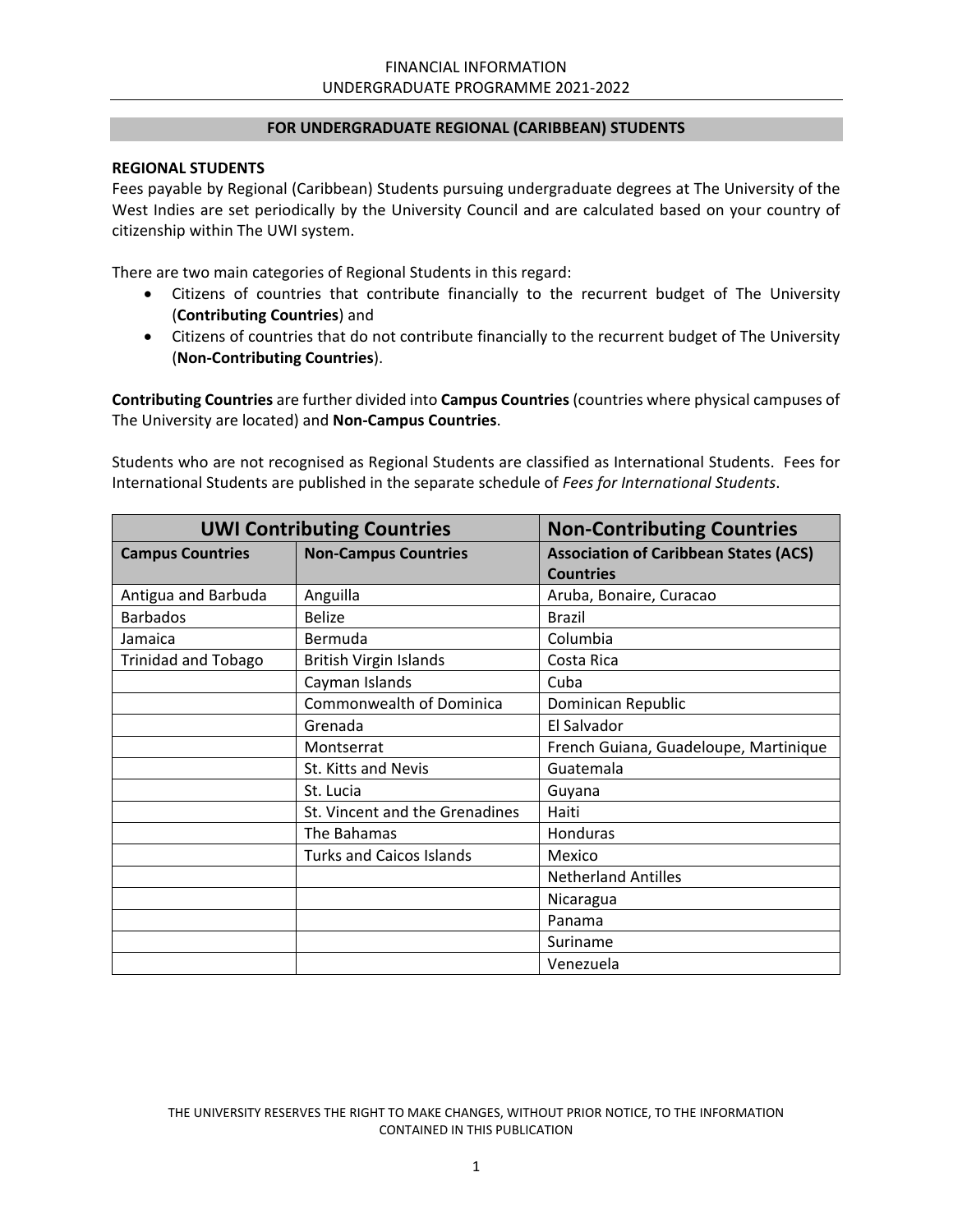FINANCIAL INFORMATION
UNDERGRADUATE PROGRAMME 2021-2022

## FOR UNDERGRADUATE REGIONAL (CARIBBEAN) STUDENTS

### REGIONAL STUDENTS

Fees payable by Regional (Caribbean) Students pursuing undergraduate degrees at The University of the West Indies are set periodically by the University Council and are calculated based on your country of citizenship within The UWI system.

There are two main categories of Regional Students in this regard:

- Citizens of countries that contribute financially to the recurrent budget of The University (**Contributing Countries**) and
- Citizens of countries that do not contribute financially to the recurrent budget of The University (**Non-Contributing Countries**).

**Contributing Countries** are further divided into **Campus Countries** (countries where physical campuses of The University are located) and **Non-Campus Countries**.

Students who are not recognised as Regional Students are classified as International Students. Fees for International Students are published in the separate schedule of *Fees for International Students*.

| UWI Contributing Countries | | Non-Contributing Countries |
|---|---|---|
| **Campus Countries** | **Non-Campus Countries** | **Association of Caribbean States (ACS) Countries** |
| Antigua and Barbuda | Anguilla | Aruba, Bonaire, Curacao |
| Barbados | Belize | Brazil |
| Jamaica | Bermuda | Columbia |
| Trinidad and Tobago | British Virgin Islands | Costa Rica |
| | Cayman Islands | Cuba |
| | Commonwealth of Dominica | Dominican Republic |
| | Grenada | El Salvador |
| | Montserrat | French Guiana, Guadeloupe, Martinique |
| | St. Kitts and Nevis | Guatemala |
| | St. Lucia | Guyana |
| | St. Vincent and the Grenadines | Haiti |
| | The Bahamas | Honduras |
| | Turks and Caicos Islands | Mexico |
| | | Netherland Antilles |
| | | Nicaragua |
| | | Panama |
| | | Suriname |
| | | Venezuela |

THE UNIVERSITY RESERVES THE RIGHT TO MAKE CHANGES, WITHOUT PRIOR NOTICE, TO THE INFORMATION CONTAINED IN THIS PUBLICATION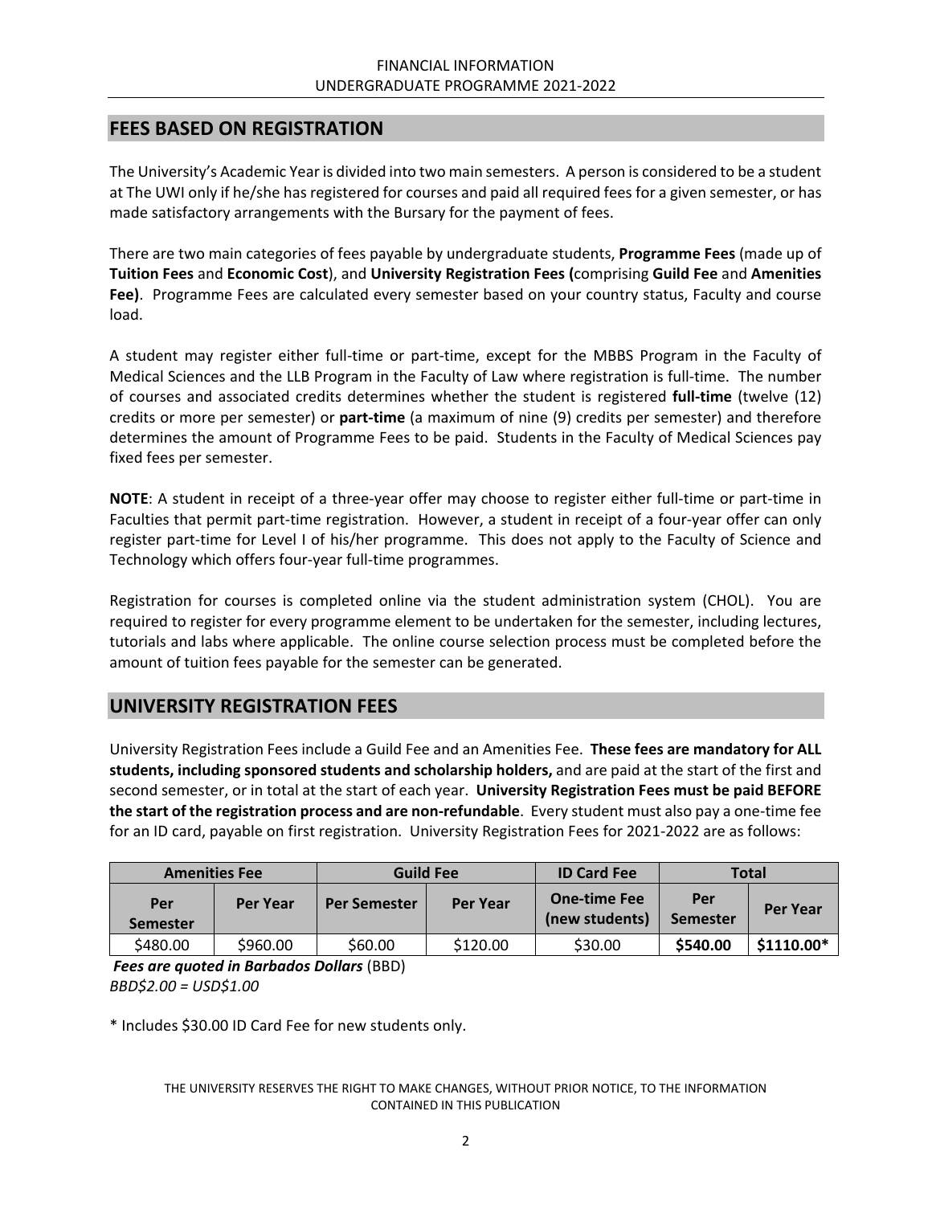## FEES BASED ON REGISTRATION

The University's Academic Year is divided into two main semesters. A person is considered to be a student at The UWI only if he/she has registered for courses and paid all required fees for a given semester, or has made satisfactory arrangements with the Bursary for the payment of fees.

There are two main categories of fees payable by undergraduate students, **Programme Fees** (made up of **Tuition Fees** and **Economic Cost**), and **University Registration Fees (**comprising **Guild Fee** and **Amenities Fee)**. Programme Fees are calculated every semester based on your country status, Faculty and course load.

A student may register either full-time or part-time, except for the MBBS Program in the Faculty of Medical Sciences and the LLB Program in the Faculty of Law where registration is full-time. The number of courses and associated credits determines whether the student is registered **full-time** (twelve (12) credits or more per semester) or **part-time** (a maximum of nine (9) credits per semester) and therefore determines the amount of Programme Fees to be paid. Students in the Faculty of Medical Sciences pay fixed fees per semester.

**NOTE**: A student in receipt of a three-year offer may choose to register either full-time or part-time in Faculties that permit part-time registration. However, a student in receipt of a four-year offer can only register part-time for Level I of his/her programme. This does not apply to the Faculty of Science and Technology which offers four-year full-time programmes.

Registration for courses is completed online via the student administration system (CHOL). You are required to register for every programme element to be undertaken for the semester, including lectures, tutorials and labs where applicable. The online course selection process must be completed before the amount of tuition fees payable for the semester can be generated.

## UNIVERSITY REGISTRATION FEES

University Registration Fees include a Guild Fee and an Amenities Fee. **These fees are mandatory for ALL students, including sponsored students and scholarship holders,** and are paid at the start of the first and second semester, or in total at the start of each year. **University Registration Fees must be paid BEFORE the start of the registration process and are non-refundable**. Every student must also pay a one-time fee for an ID card, payable on first registration. University Registration Fees for 2021-2022 are as follows:

| Amenities Fee | | Guild Fee | | ID Card Fee | Total | |
|---|---|---|---|---|---|---|
| Per Semester | Per Year | Per Semester | Per Year | One-time Fee (new students) | Per Semester | Per Year |
| $480.00 | $960.00 | $60.00 | $120.00 | $30.00 | **$540.00** | **$1110.00*** |

***Fees are quoted in Barbados Dollars*** (BBD)
*BBD$2.00 = USD$1.00*

\* Includes $30.00 ID Card Fee for new students only.

THE UNIVERSITY RESERVES THE RIGHT TO MAKE CHANGES, WITHOUT PRIOR NOTICE, TO THE INFORMATION CONTAINED IN THIS PUBLICATION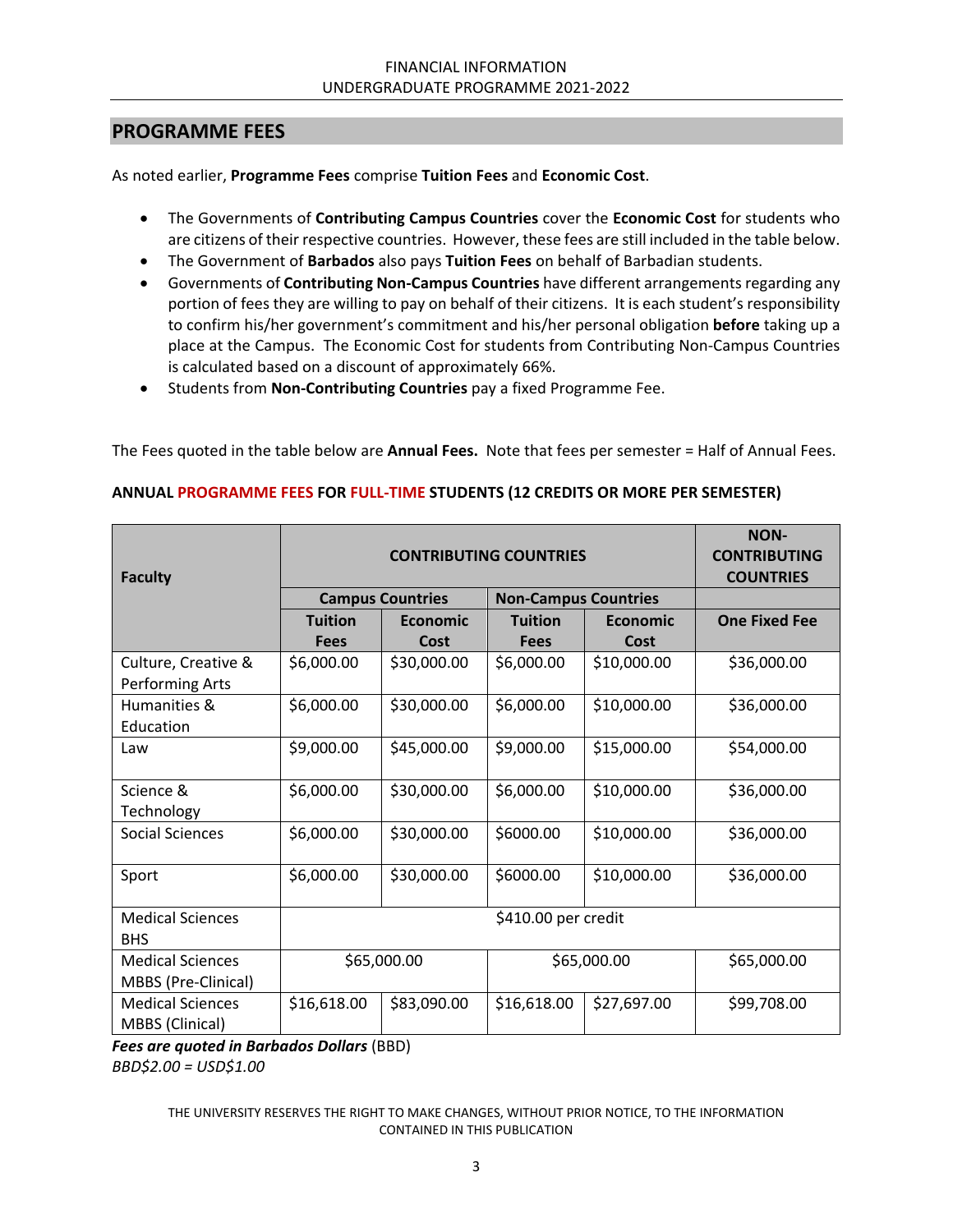## PROGRAMME FEES

As noted earlier, **Programme Fees** comprise **Tuition Fees** and **Economic Cost**.

- The Governments of **Contributing Campus Countries** cover the **Economic Cost** for students who are citizens of their respective countries. However, these fees are still included in the table below.
- The Government of **Barbados** also pays **Tuition Fees** on behalf of Barbadian students.
- Governments of **Contributing Non-Campus Countries** have different arrangements regarding any portion of fees they are willing to pay on behalf of their citizens. It is each student's responsibility to confirm his/her government's commitment and his/her personal obligation **before** taking up a place at the Campus. The Economic Cost for students from Contributing Non-Campus Countries is calculated based on a discount of approximately 66%.
- Students from **Non-Contributing Countries** pay a fixed Programme Fee.

The Fees quoted in the table below are **Annual Fees.** Note that fees per semester = Half of Annual Fees.

**ANNUAL PROGRAMME FEES FOR FULL-TIME STUDENTS (12 CREDITS OR MORE PER SEMESTER)**

| Faculty | CONTRIBUTING COUNTRIES | | | | NON-CONTRIBUTING COUNTRIES |
|---|---|---|---|---|---|
| | Campus Countries | | Non-Campus Countries | | |
| | Tuition Fees | Economic Cost | Tuition Fees | Economic Cost | One Fixed Fee |
| Culture, Creative & Performing Arts | $6,000.00 | $30,000.00 | $6,000.00 | $10,000.00 | $36,000.00 |
| Humanities & Education | $6,000.00 | $30,000.00 | $6,000.00 | $10,000.00 | $36,000.00 |
| Law | $9,000.00 | $45,000.00 | $9,000.00 | $15,000.00 | $54,000.00 |
| Science & Technology | $6,000.00 | $30,000.00 | $6,000.00 | $10,000.00 | $36,000.00 |
| Social Sciences | $6,000.00 | $30,000.00 | $6000.00 | $10,000.00 | $36,000.00 |
| Sport | $6,000.00 | $30,000.00 | $6000.00 | $10,000.00 | $36,000.00 |
| Medical Sciences BHS | $410.00 per credit | | | | |
| Medical Sciences MBBS (Pre-Clinical) | $65,000.00 | | $65,000.00 | | $65,000.00 |
| Medical Sciences MBBS (Clinical) | $16,618.00 | $83,090.00 | $16,618.00 | $27,697.00 | $99,708.00 |

***Fees are quoted in Barbados Dollars*** (BBD)
*BBD$2.00 = USD$1.00*

THE UNIVERSITY RESERVES THE RIGHT TO MAKE CHANGES, WITHOUT PRIOR NOTICE, TO THE INFORMATION CONTAINED IN THIS PUBLICATION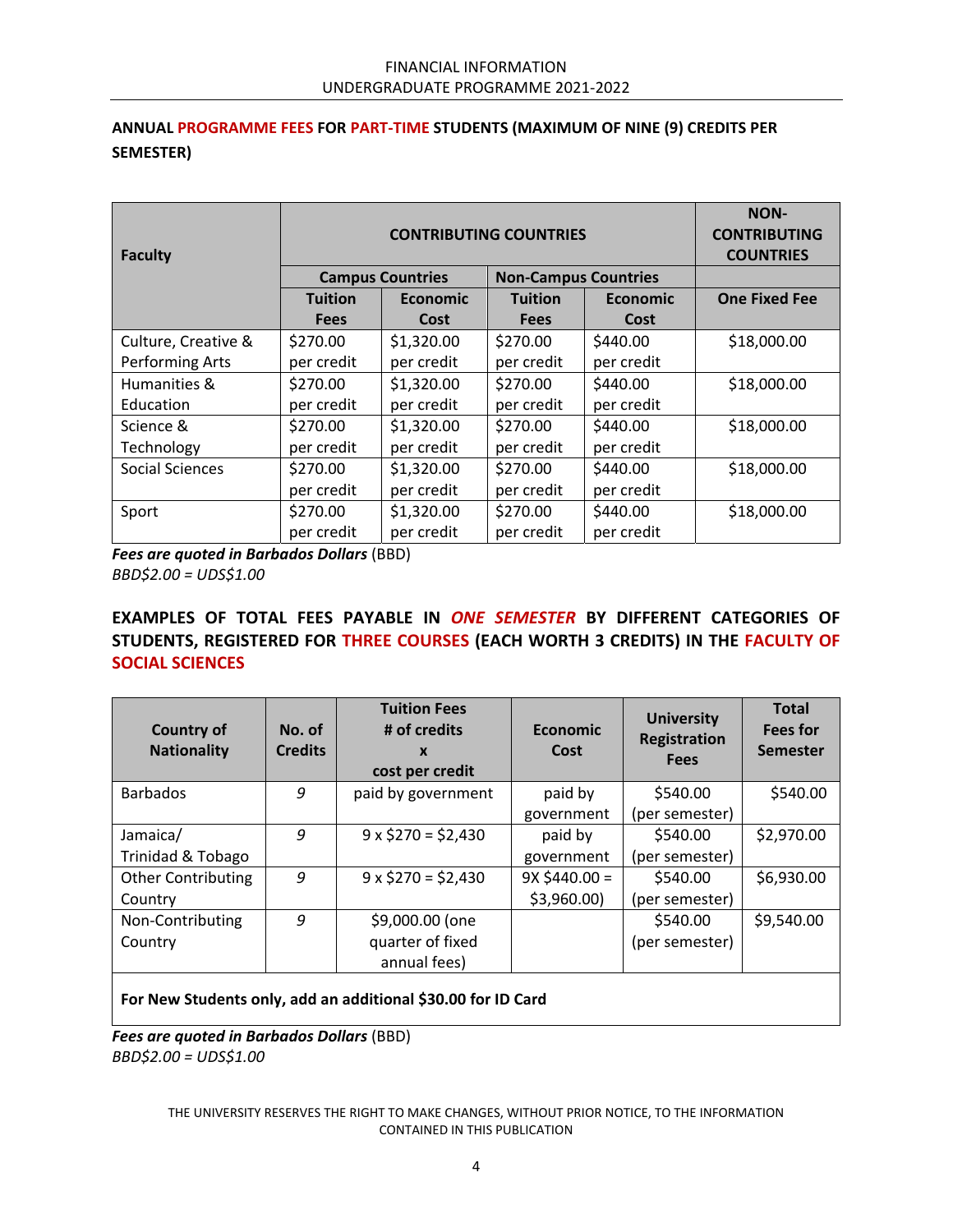## ANNUAL PROGRAMME FEES FOR PART-TIME STUDENTS (MAXIMUM OF NINE (9) CREDITS PER SEMESTER)

| Faculty | CONTRIBUTING COUNTRIES | | | | NON-CONTRIBUTING COUNTRIES |
|---|---|---|---|---|---|
| | Campus Countries | | Non-Campus Countries | | |
| | Tuition Fees | Economic Cost | Tuition Fees | Economic Cost | One Fixed Fee |
| Culture, Creative & Performing Arts | $270.00 per credit | $1,320.00 per credit | $270.00 per credit | $440.00 per credit | $18,000.00 |
| Humanities & Education | $270.00 per credit | $1,320.00 per credit | $270.00 per credit | $440.00 per credit | $18,000.00 |
| Science & Technology | $270.00 per credit | $1,320.00 per credit | $270.00 per credit | $440.00 per credit | $18,000.00 |
| Social Sciences | $270.00 per credit | $1,320.00 per credit | $270.00 per credit | $440.00 per credit | $18,000.00 |
| Sport | $270.00 per credit | $1,320.00 per credit | $270.00 per credit | $440.00 per credit | $18,000.00 |

***Fees are quoted in Barbados Dollars*** (BBD)
*BBD$2.00 = UDS$1.00*

## EXAMPLES OF TOTAL FEES PAYABLE IN *ONE SEMESTER* BY DIFFERENT CATEGORIES OF STUDENTS, REGISTERED FOR THREE COURSES (EACH WORTH 3 CREDITS) IN THE FACULTY OF SOCIAL SCIENCES

| Country of Nationality | No. of Credits | Tuition Fees # of credits x cost per credit | Economic Cost | University Registration Fees | Total Fees for Semester |
|---|---|---|---|---|---|
| Barbados | *9* | paid by government | paid by government | $540.00 (per semester) | $540.00 |
| Jamaica/ Trinidad & Tobago | *9* | 9 x $270 = $2,430 | paid by government | $540.00 (per semester) | $2,970.00 |
| Other Contributing Country | *9* | 9 x $270 = $2,430 | 9X $440.00 = $3,960.00) | $540.00 (per semester) | $6,930.00 |
| Non-Contributing Country | *9* | $9,000.00 (one quarter of fixed annual fees) | | $540.00 (per semester) | $9,540.00 |
| **For New Students only, add an additional $30.00 for ID Card** | | | | | |

***Fees are quoted in Barbados Dollars*** (BBD)
*BBD$2.00 = UDS$1.00*

THE UNIVERSITY RESERVES THE RIGHT TO MAKE CHANGES, WITHOUT PRIOR NOTICE, TO THE INFORMATION CONTAINED IN THIS PUBLICATION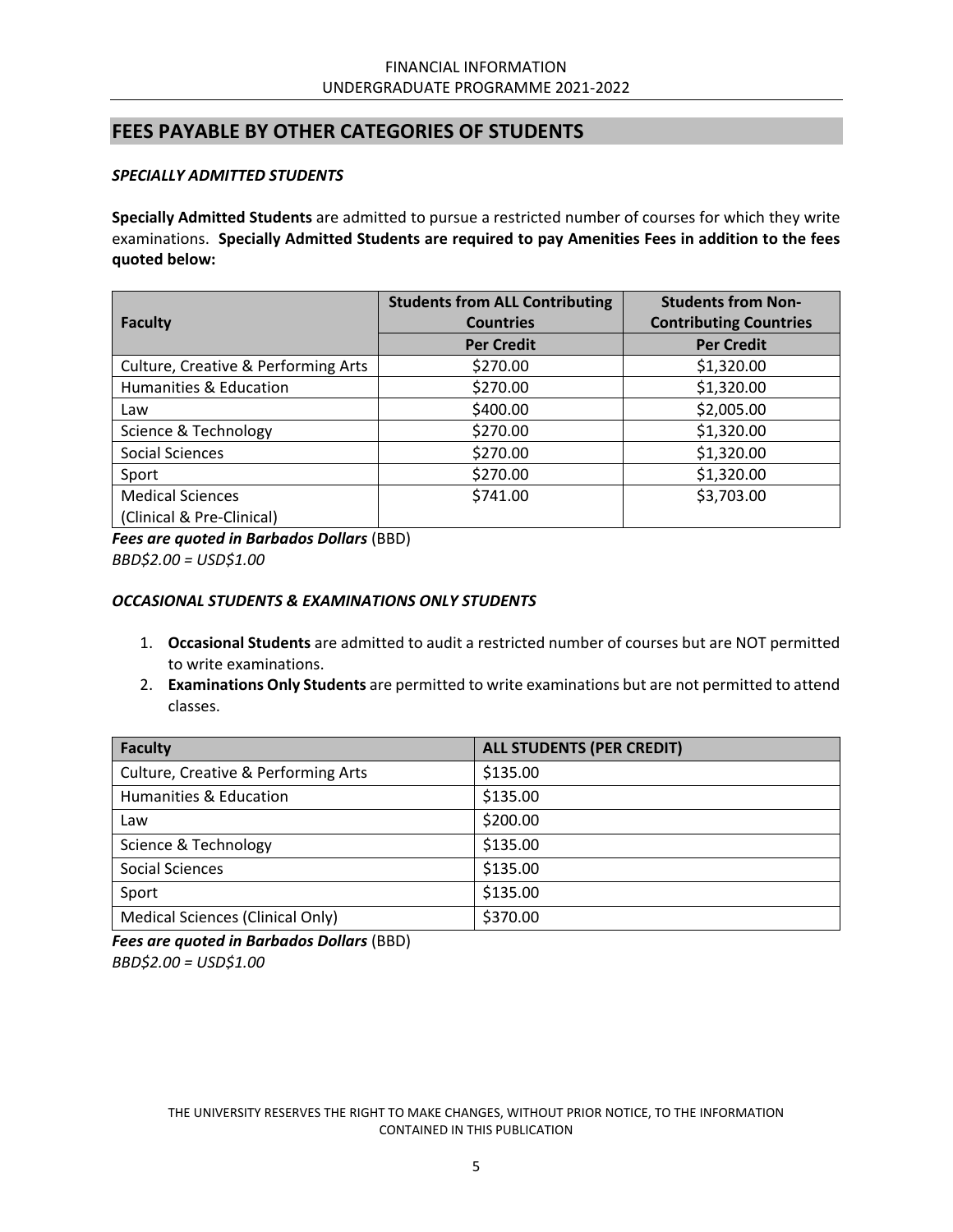## FEES PAYABLE BY OTHER CATEGORIES OF STUDENTS

### *SPECIALLY ADMITTED STUDENTS*

**Specially Admitted Students** are admitted to pursue a restricted number of courses for which they write examinations. **Specially Admitted Students are required to pay Amenities Fees in addition to the fees quoted below:**

| Faculty | Students from ALL Contributing Countries | Students from Non-Contributing Countries |
|---|---|---|
| | Per Credit | Per Credit |
| Culture, Creative & Performing Arts | $270.00 | $1,320.00 |
| Humanities & Education | $270.00 | $1,320.00 |
| Law | $400.00 | $2,005.00 |
| Science & Technology | $270.00 | $1,320.00 |
| Social Sciences | $270.00 | $1,320.00 |
| Sport | $270.00 | $1,320.00 |
| Medical Sciences (Clinical & Pre-Clinical) | $741.00 | $3,703.00 |

***Fees are quoted in Barbados Dollars*** (BBD)
*BBD$2.00 = USD$1.00*

### *OCCASIONAL STUDENTS & EXAMINATIONS ONLY STUDENTS*

1. **Occasional Students** are admitted to audit a restricted number of courses but are NOT permitted to write examinations.
2. **Examinations Only Students** are permitted to write examinations but are not permitted to attend classes.

| Faculty | ALL STUDENTS (PER CREDIT) |
|---|---|
| Culture, Creative & Performing Arts | $135.00 |
| Humanities & Education | $135.00 |
| Law | $200.00 |
| Science & Technology | $135.00 |
| Social Sciences | $135.00 |
| Sport | $135.00 |
| Medical Sciences (Clinical Only) | $370.00 |

***Fees are quoted in Barbados Dollars*** (BBD)
*BBD$2.00 = USD$1.00*

THE UNIVERSITY RESERVES THE RIGHT TO MAKE CHANGES, WITHOUT PRIOR NOTICE, TO THE INFORMATION CONTAINED IN THIS PUBLICATION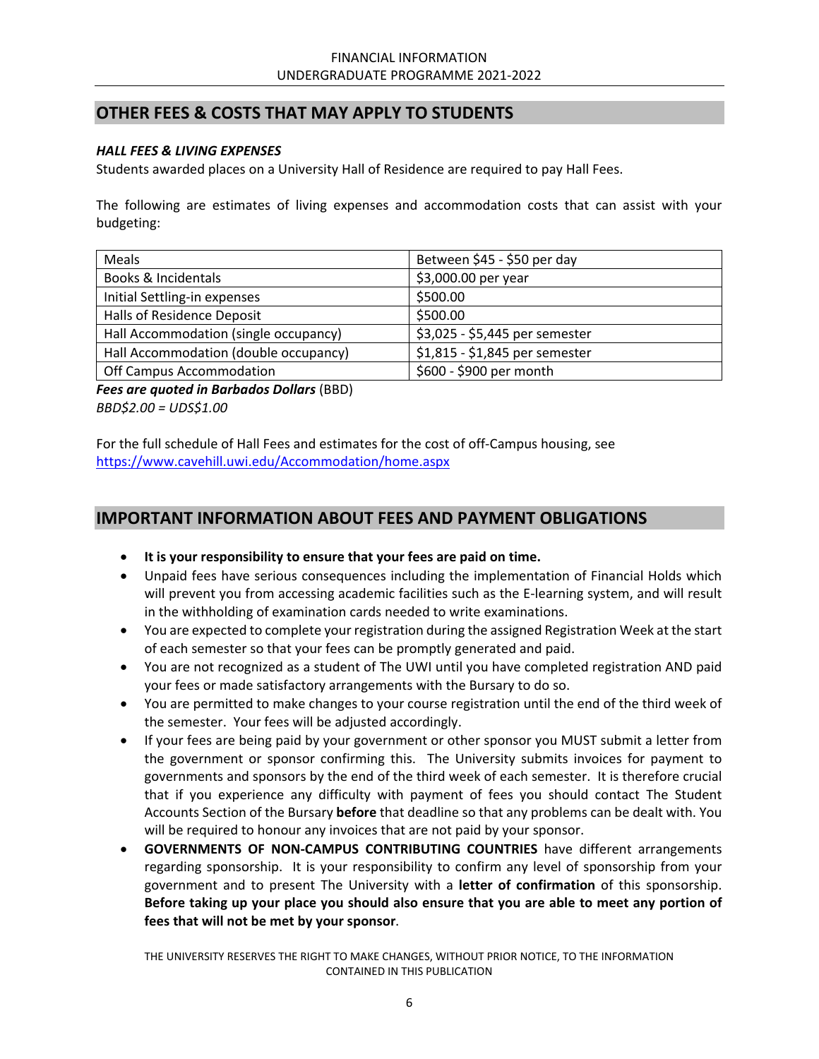## OTHER FEES & COSTS THAT MAY APPLY TO STUDENTS

***HALL FEES & LIVING EXPENSES***

Students awarded places on a University Hall of Residence are required to pay Hall Fees.

The following are estimates of living expenses and accommodation costs that can assist with your budgeting:

| Meals | Between $45 - $50 per day |
|---|---|
| Books & Incidentals | $3,000.00 per year |
| Initial Settling-in expenses | $500.00 |
| Halls of Residence Deposit | $500.00 |
| Hall Accommodation (single occupancy) | $3,025 - $5,445 per semester |
| Hall Accommodation (double occupancy) | $1,815 - $1,845 per semester |
| Off Campus Accommodation | $600 - $900 per month |

***Fees are quoted in Barbados Dollars*** (BBD)
*BBD$2.00 = UDS$1.00*

For the full schedule of Hall Fees and estimates for the cost of off-Campus housing, see https://www.cavehill.uwi.edu/Accommodation/home.aspx

## IMPORTANT INFORMATION ABOUT FEES AND PAYMENT OBLIGATIONS

- **It is your responsibility to ensure that your fees are paid on time.**
- Unpaid fees have serious consequences including the implementation of Financial Holds which will prevent you from accessing academic facilities such as the E-learning system, and will result in the withholding of examination cards needed to write examinations.
- You are expected to complete your registration during the assigned Registration Week at the start of each semester so that your fees can be promptly generated and paid.
- You are not recognized as a student of The UWI until you have completed registration AND paid your fees or made satisfactory arrangements with the Bursary to do so.
- You are permitted to make changes to your course registration until the end of the third week of the semester. Your fees will be adjusted accordingly.
- If your fees are being paid by your government or other sponsor you MUST submit a letter from the government or sponsor confirming this. The University submits invoices for payment to governments and sponsors by the end of the third week of each semester. It is therefore crucial that if you experience any difficulty with payment of fees you should contact The Student Accounts Section of the Bursary **before** that deadline so that any problems can be dealt with. You will be required to honour any invoices that are not paid by your sponsor.
- **GOVERNMENTS OF NON-CAMPUS CONTRIBUTING COUNTRIES** have different arrangements regarding sponsorship. It is your responsibility to confirm any level of sponsorship from your government and to present The University with a **letter of confirmation** of this sponsorship. **Before taking up your place you should also ensure that you are able to meet any portion of fees that will not be met by your sponsor**.

THE UNIVERSITY RESERVES THE RIGHT TO MAKE CHANGES, WITHOUT PRIOR NOTICE, TO THE INFORMATION CONTAINED IN THIS PUBLICATION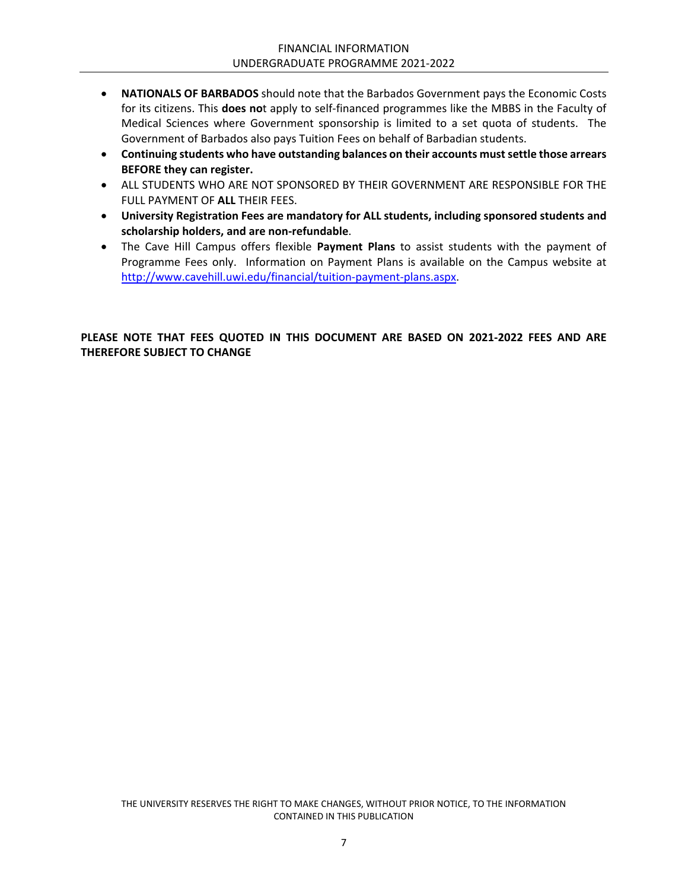- **NATIONALS OF BARBADOS** should note that the Barbados Government pays the Economic Costs for its citizens. This **does not** apply to self-financed programmes like the MBBS in the Faculty of Medical Sciences where Government sponsorship is limited to a set quota of students. The Government of Barbados also pays Tuition Fees on behalf of Barbadian students.
- **Continuing students who have outstanding balances on their accounts must settle those arrears BEFORE they can register.**
- ALL STUDENTS WHO ARE NOT SPONSORED BY THEIR GOVERNMENT ARE RESPONSIBLE FOR THE FULL PAYMENT OF **ALL** THEIR FEES.
- **University Registration Fees are mandatory for ALL students, including sponsored students and scholarship holders, and are non-refundable**.
- The Cave Hill Campus offers flexible **Payment Plans** to assist students with the payment of Programme Fees only. Information on Payment Plans is available on the Campus website at http://www.cavehill.uwi.edu/financial/tuition-payment-plans.aspx.

**PLEASE NOTE THAT FEES QUOTED IN THIS DOCUMENT ARE BASED ON 2021-2022 FEES AND ARE THEREFORE SUBJECT TO CHANGE**

THE UNIVERSITY RESERVES THE RIGHT TO MAKE CHANGES, WITHOUT PRIOR NOTICE, TO THE INFORMATION CONTAINED IN THIS PUBLICATION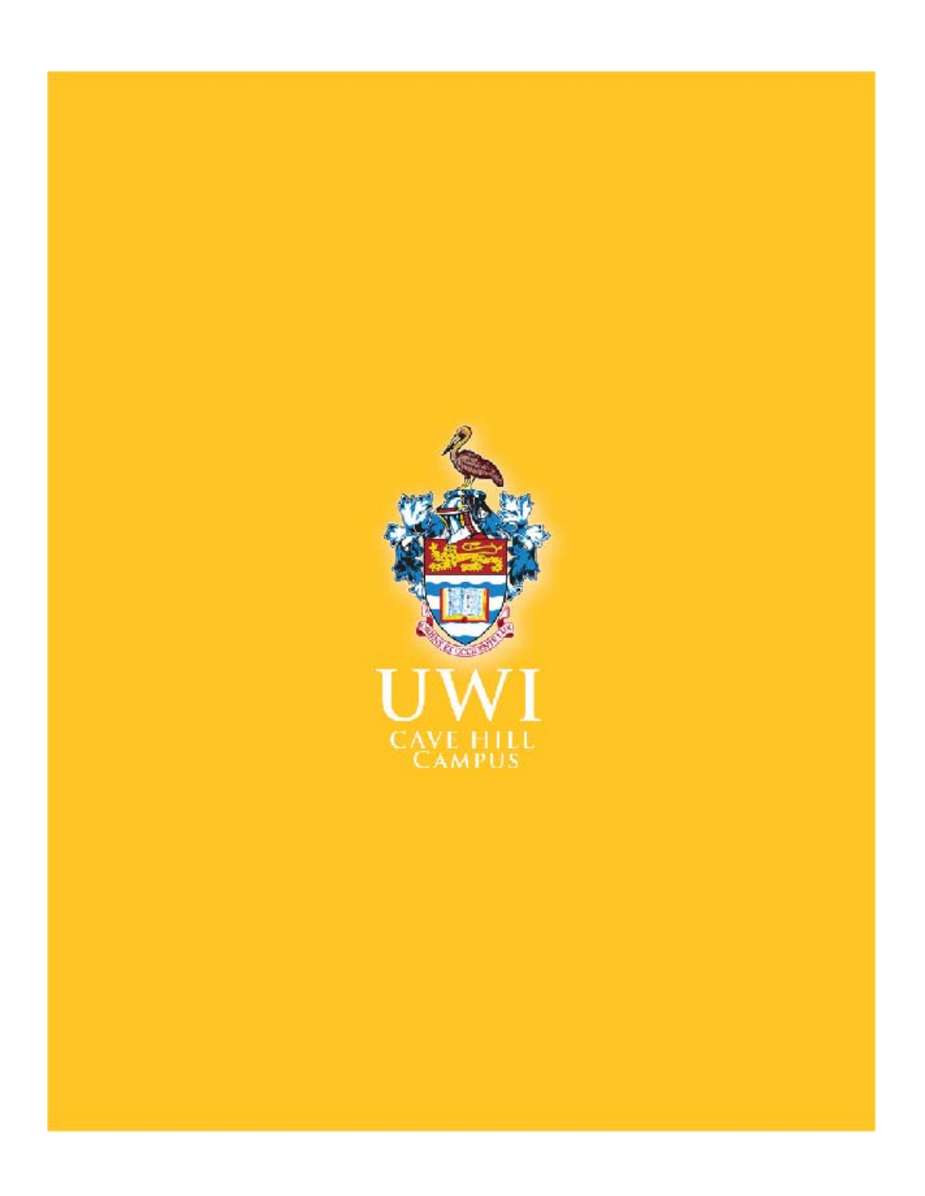UWI

CAVE HILL
CAMPUS